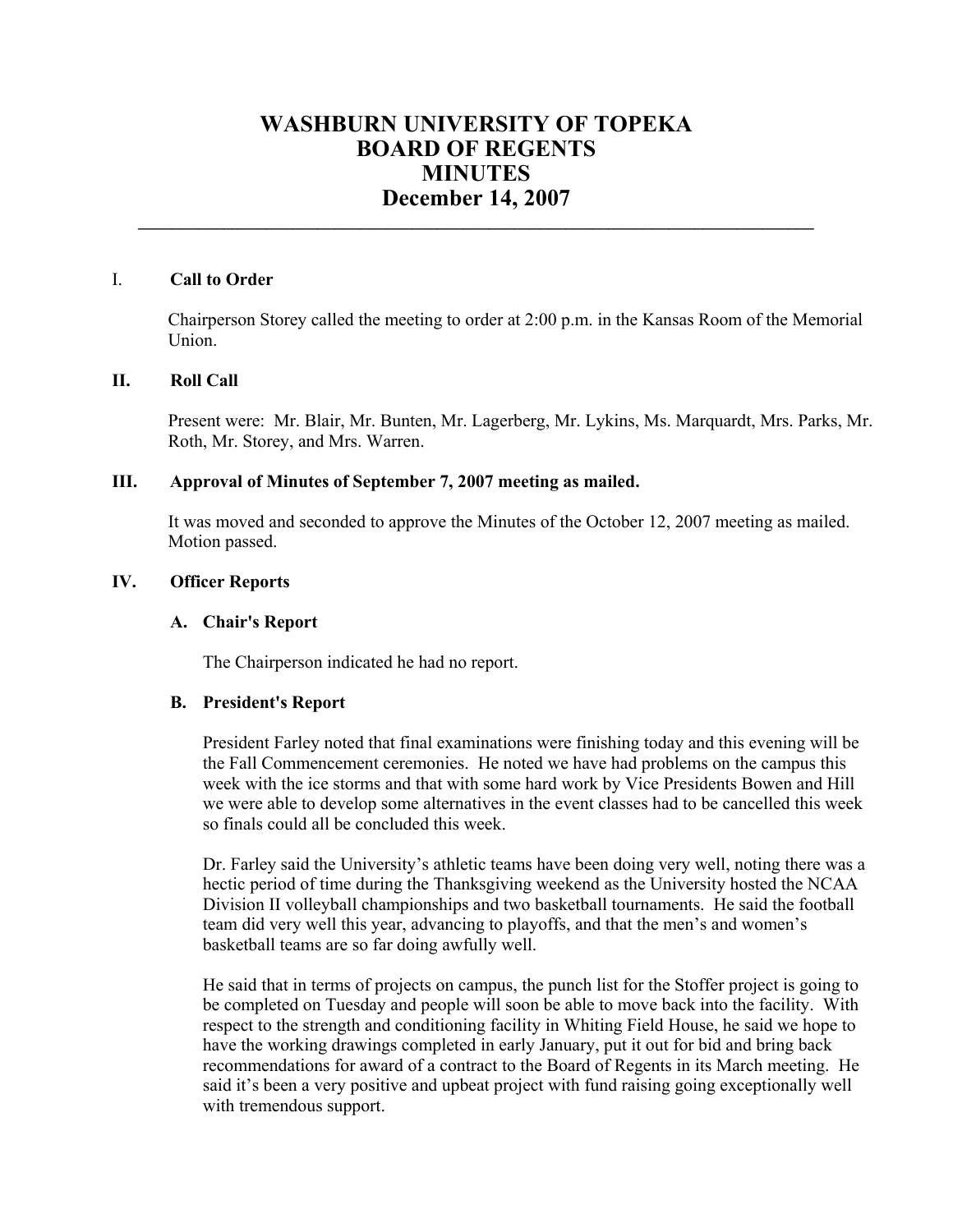# WASHBURN UNIVERSITY OF TOPEKA
# BOARD OF REGENTS
# MINUTES
# December 14, 2007

---

## I. Call to Order

Chairperson Storey called the meeting to order at 2:00 p.m. in the Kansas Room of the Memorial Union.

## II. Roll Call

Present were: Mr. Blair, Mr. Bunten, Mr. Lagerberg, Mr. Lykins, Ms. Marquardt, Mrs. Parks, Mr. Roth, Mr. Storey, and Mrs. Warren.

## III. Approval of Minutes of September 7, 2007 meeting as mailed.

It was moved and seconded to approve the Minutes of the October 12, 2007 meeting as mailed. Motion passed.

## IV. Officer Reports

### A. Chair's Report

The Chairperson indicated he had no report.

### B. President's Report

President Farley noted that final examinations were finishing today and this evening will be the Fall Commencement ceremonies. He noted we have had problems on the campus this week with the ice storms and that with some hard work by Vice Presidents Bowen and Hill we were able to develop some alternatives in the event classes had to be cancelled this week so finals could all be concluded this week.

Dr. Farley said the University's athletic teams have been doing very well, noting there was a hectic period of time during the Thanksgiving weekend as the University hosted the NCAA Division II volleyball championships and two basketball tournaments. He said the football team did very well this year, advancing to playoffs, and that the men's and women's basketball teams are so far doing awfully well.

He said that in terms of projects on campus, the punch list for the Stoffer project is going to be completed on Tuesday and people will soon be able to move back into the facility. With respect to the strength and conditioning facility in Whiting Field House, he said we hope to have the working drawings completed in early January, put it out for bid and bring back recommendations for award of a contract to the Board of Regents in its March meeting. He said it's been a very positive and upbeat project with fund raising going exceptionally well with tremendous support.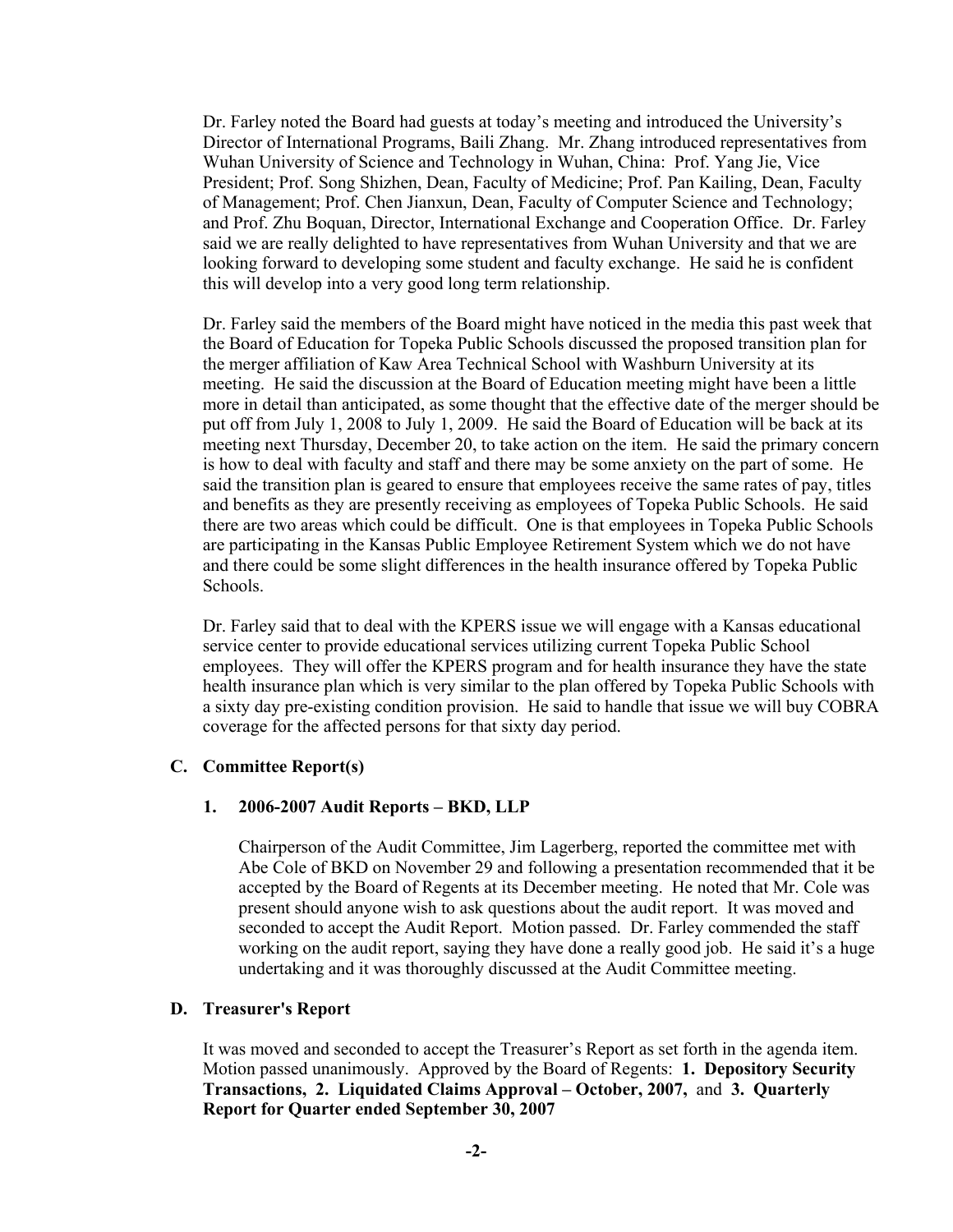Dr. Farley noted the Board had guests at today's meeting and introduced the University's Director of International Programs, Baili Zhang. Mr. Zhang introduced representatives from Wuhan University of Science and Technology in Wuhan, China: Prof. Yang Jie, Vice President; Prof. Song Shizhen, Dean, Faculty of Medicine; Prof. Pan Kailing, Dean, Faculty of Management; Prof. Chen Jianxun, Dean, Faculty of Computer Science and Technology; and Prof. Zhu Boquan, Director, International Exchange and Cooperation Office. Dr. Farley said we are really delighted to have representatives from Wuhan University and that we are looking forward to developing some student and faculty exchange. He said he is confident this will develop into a very good long term relationship.

Dr. Farley said the members of the Board might have noticed in the media this past week that the Board of Education for Topeka Public Schools discussed the proposed transition plan for the merger affiliation of Kaw Area Technical School with Washburn University at its meeting. He said the discussion at the Board of Education meeting might have been a little more in detail than anticipated, as some thought that the effective date of the merger should be put off from July 1, 2008 to July 1, 2009. He said the Board of Education will be back at its meeting next Thursday, December 20, to take action on the item. He said the primary concern is how to deal with faculty and staff and there may be some anxiety on the part of some. He said the transition plan is geared to ensure that employees receive the same rates of pay, titles and benefits as they are presently receiving as employees of Topeka Public Schools. He said there are two areas which could be difficult. One is that employees in Topeka Public Schools are participating in the Kansas Public Employee Retirement System which we do not have and there could be some slight differences in the health insurance offered by Topeka Public Schools.

Dr. Farley said that to deal with the KPERS issue we will engage with a Kansas educational service center to provide educational services utilizing current Topeka Public School employees. They will offer the KPERS program and for health insurance they have the state health insurance plan which is very similar to the plan offered by Topeka Public Schools with a sixty day pre-existing condition provision. He said to handle that issue we will buy COBRA coverage for the affected persons for that sixty day period.

### C. Committee Report(s)

#### 1. 2006-2007 Audit Reports – BKD, LLP

Chairperson of the Audit Committee, Jim Lagerberg, reported the committee met with Abe Cole of BKD on November 29 and following a presentation recommended that it be accepted by the Board of Regents at its December meeting. He noted that Mr. Cole was present should anyone wish to ask questions about the audit report. It was moved and seconded to accept the Audit Report. Motion passed. Dr. Farley commended the staff working on the audit report, saying they have done a really good job. He said it's a huge undertaking and it was thoroughly discussed at the Audit Committee meeting.

### D. Treasurer's Report

It was moved and seconded to accept the Treasurer's Report as set forth in the agenda item. Motion passed unanimously. Approved by the Board of Regents: **1. Depository Security Transactions, 2. Liquidated Claims Approval – October, 2007,** and **3. Quarterly Report for Quarter ended September 30, 2007**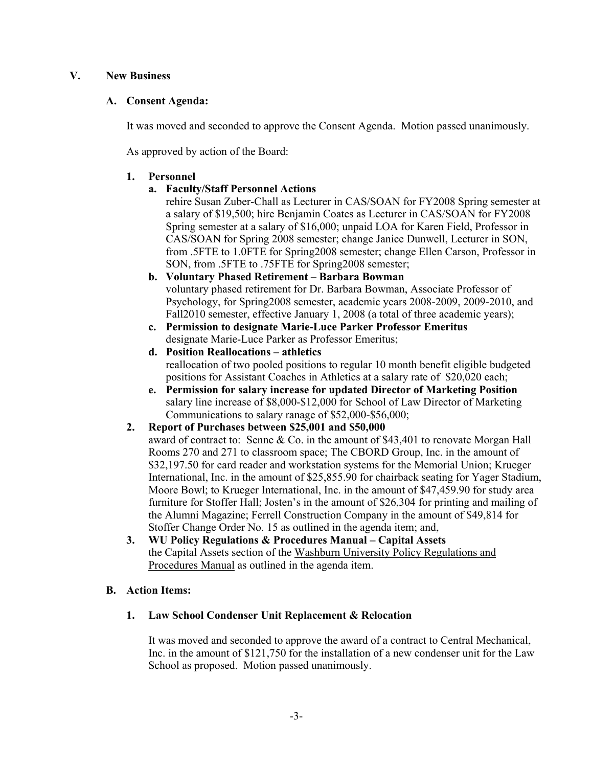## V. New Business

### A. Consent Agenda:

It was moved and seconded to approve the Consent Agenda. Motion passed unanimously.

As approved by action of the Board:

1. **Personnel**
   - a. **Faculty/Staff Personnel Actions**
     rehire Susan Zuber-Chall as Lecturer in CAS/SOAN for FY2008 Spring semester at a salary of $19,500; hire Benjamin Coates as Lecturer in CAS/SOAN for FY2008 Spring semester at a salary of $16,000; unpaid LOA for Karen Field, Professor in CAS/SOAN for Spring 2008 semester; change Janice Dunwell, Lecturer in SON, from .5FTE to 1.0FTE for Spring2008 semester; change Ellen Carson, Professor in SON, from .5FTE to .75FTE for Spring2008 semester;
   - b. **Voluntary Phased Retirement – Barbara Bowman**
     voluntary phased retirement for Dr. Barbara Bowman, Associate Professor of Psychology, for Spring2008 semester, academic years 2008-2009, 2009-2010, and Fall2010 semester, effective January 1, 2008 (a total of three academic years);
   - c. **Permission to designate Marie-Luce Parker Professor Emeritus**
     designate Marie-Luce Parker as Professor Emeritus;
   - d. **Position Reallocations – athletics**
     reallocation of two pooled positions to regular 10 month benefit eligible budgeted positions for Assistant Coaches in Athletics at a salary rate of $20,020 each;
   - e. **Permission for salary increase for updated Director of Marketing Position**
     salary line increase of $8,000-$12,000 for School of Law Director of Marketing Communications to salary ranage of $52,000-$56,000;
2. **Report of Purchases between $25,001 and $50,000**
   award of contract to: Senne & Co. in the amount of $43,401 to renovate Morgan Hall Rooms 270 and 271 to classroom space; The CBORD Group, Inc. in the amount of $32,197.50 for card reader and workstation systems for the Memorial Union; Krueger International, Inc. in the amount of $25,855.90 for chairback seating for Yager Stadium, Moore Bowl; to Krueger International, Inc. in the amount of $47,459.90 for study area furniture for Stoffer Hall; Josten's in the amount of $26,304 for printing and mailing of the Alumni Magazine; Ferrell Construction Company in the amount of $49,814 for Stoffer Change Order No. 15 as outlined in the agenda item; and,
3. **WU Policy Regulations & Procedures Manual – Capital Assets**
   the Capital Assets section of the Washburn University Policy Regulations and Procedures Manual as outlined in the agenda item.

### B. Action Items:

1. **Law School Condenser Unit Replacement & Relocation**

   It was moved and seconded to approve the award of a contract to Central Mechanical, Inc. in the amount of $121,750 for the installation of a new condenser unit for the Law School as proposed. Motion passed unanimously.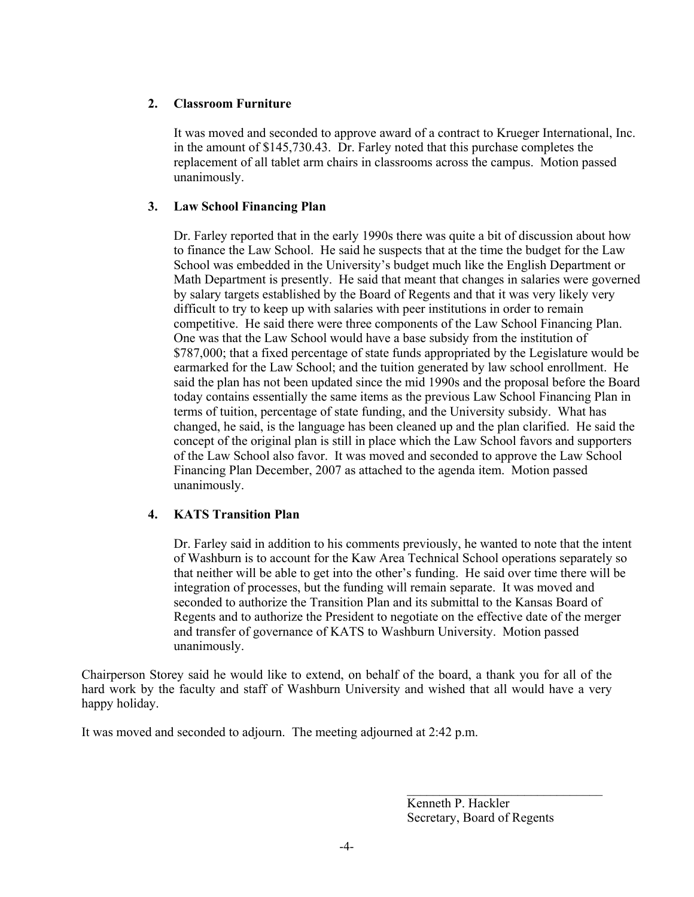### 2. Classroom Furniture

It was moved and seconded to approve award of a contract to Krueger International, Inc. in the amount of $145,730.43. Dr. Farley noted that this purchase completes the replacement of all tablet arm chairs in classrooms across the campus. Motion passed unanimously.

### 3. Law School Financing Plan

Dr. Farley reported that in the early 1990s there was quite a bit of discussion about how to finance the Law School. He said he suspects that at the time the budget for the Law School was embedded in the University's budget much like the English Department or Math Department is presently. He said that meant that changes in salaries were governed by salary targets established by the Board of Regents and that it was very likely very difficult to try to keep up with salaries with peer institutions in order to remain competitive. He said there were three components of the Law School Financing Plan. One was that the Law School would have a base subsidy from the institution of $787,000; that a fixed percentage of state funds appropriated by the Legislature would be earmarked for the Law School; and the tuition generated by law school enrollment. He said the plan has not been updated since the mid 1990s and the proposal before the Board today contains essentially the same items as the previous Law School Financing Plan in terms of tuition, percentage of state funding, and the University subsidy. What has changed, he said, is the language has been cleaned up and the plan clarified. He said the concept of the original plan is still in place which the Law School favors and supporters of the Law School also favor. It was moved and seconded to approve the Law School Financing Plan December, 2007 as attached to the agenda item. Motion passed unanimously.

### 4. KATS Transition Plan

Dr. Farley said in addition to his comments previously, he wanted to note that the intent of Washburn is to account for the Kaw Area Technical School operations separately so that neither will be able to get into the other's funding. He said over time there will be integration of processes, but the funding will remain separate. It was moved and seconded to authorize the Transition Plan and its submittal to the Kansas Board of Regents and to authorize the President to negotiate on the effective date of the merger and transfer of governance of KATS to Washburn University. Motion passed unanimously.

Chairperson Storey said he would like to extend, on behalf of the board, a thank you for all of the hard work by the faculty and staff of Washburn University and wished that all would have a very happy holiday.

It was moved and seconded to adjourn. The meeting adjourned at 2:42 p.m.

\_\_\_\_\_\_\_\_\_\_\_\_\_\_\_\_\_\_\_\_\_\_\_\_\_\_\_\_\_\_

Kenneth P. Hackler
Secretary, Board of Regents